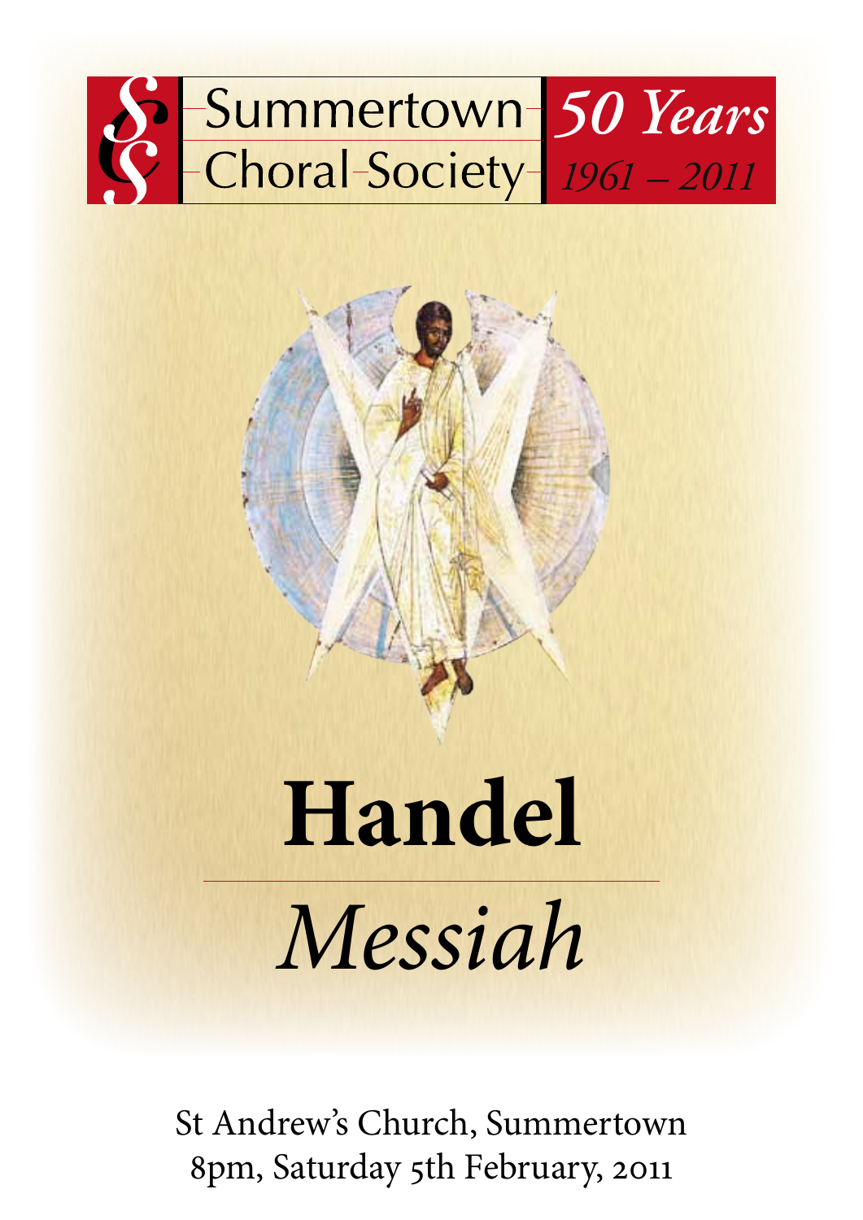Summertown Choral Society

*50 Years*
*1961 – 2011*

# Handel

# *Messiah*

St Andrew's Church, Summertown
8pm, Saturday 5th February, 2011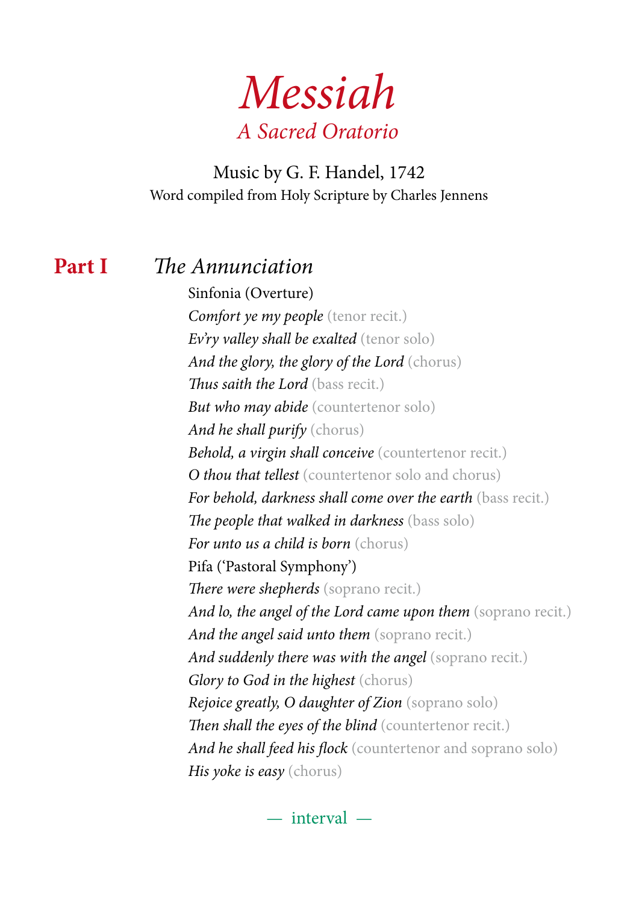# *Messiah*

## *A Sacred Oratorio*

Music by G. F. Handel, 1742

Word compiled from Holy Scripture by Charles Jennens

## **Part I** *The Annunciation*

Sinfonia (Overture)

*Comfort ye my people* (tenor recit.)

*Ev'ry valley shall be exalted* (tenor solo)

*And the glory, the glory of the Lord* (chorus)

*Thus saith the Lord* (bass recit.)

*But who may abide* (countertenor solo)

*And he shall purify* (chorus)

*Behold, a virgin shall conceive* (countertenor recit.)

*O thou that tellest* (countertenor solo and chorus)

*For behold, darkness shall come over the earth* (bass recit.)

*The people that walked in darkness* (bass solo)

*For unto us a child is born* (chorus)

Pifa ('Pastoral Symphony')

*There were shepherds* (soprano recit.)

*And lo, the angel of the Lord came upon them* (soprano recit.)

*And the angel said unto them* (soprano recit.)

*And suddenly there was with the angel* (soprano recit.)

*Glory to God in the highest* (chorus)

*Rejoice greatly, O daughter of Zion* (soprano solo)

*Then shall the eyes of the blind* (countertenor recit.)

*And he shall feed his flock* (countertenor and soprano solo)

*His yoke is easy* (chorus)

— interval —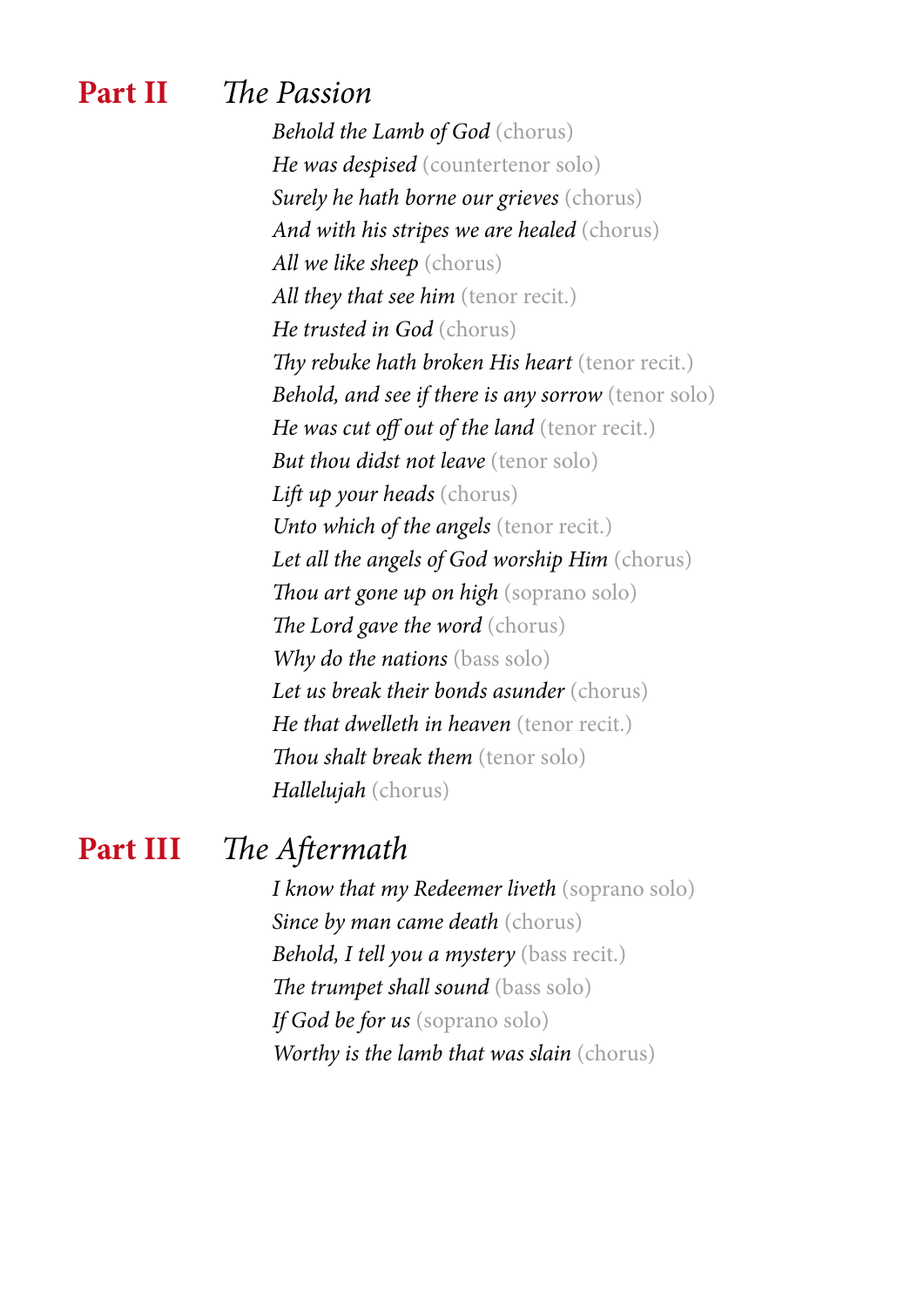## Part II *The Passion*

*Behold the Lamb of God* (chorus)
*He was despised* (countertenor solo)
*Surely he hath borne our grieves* (chorus)
*And with his stripes we are healed* (chorus)
*All we like sheep* (chorus)
*All they that see him* (tenor recit.)
*He trusted in God* (chorus)
*Thy rebuke hath broken His heart* (tenor recit.)
*Behold, and see if there is any sorrow* (tenor solo)
*He was cut off out of the land* (tenor recit.)
*But thou didst not leave* (tenor solo)
*Lift up your heads* (chorus)
*Unto which of the angels* (tenor recit.)
*Let all the angels of God worship Him* (chorus)
*Thou art gone up on high* (soprano solo)
*The Lord gave the word* (chorus)
*Why do the nations* (bass solo)
*Let us break their bonds asunder* (chorus)
*He that dwelleth in heaven* (tenor recit.)
*Thou shalt break them* (tenor solo)
*Hallelujah* (chorus)

## Part III *The Aftermath*

*I know that my Redeemer liveth* (soprano solo)
*Since by man came death* (chorus)
*Behold, I tell you a mystery* (bass recit.)
*The trumpet shall sound* (bass solo)
*If God be for us* (soprano solo)
*Worthy is the lamb that was slain* (chorus)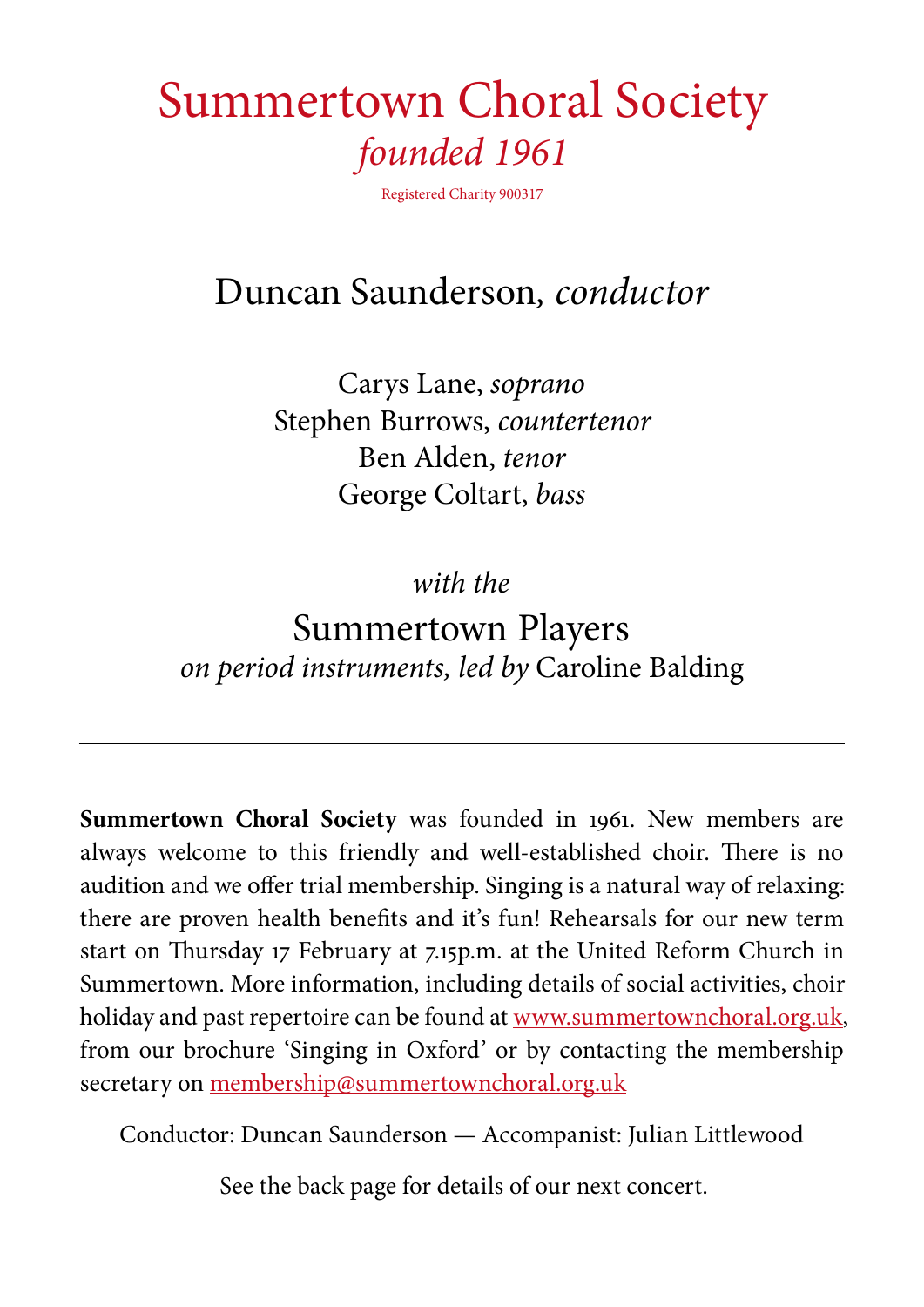# Summertown Choral Society

*founded 1961*

Registered Charity 900317

## Duncan Saunderson, *conductor*

Carys Lane, *soprano*
Stephen Burrows, *countertenor*
Ben Alden, *tenor*
George Coltart, *bass*

*with the*

## Summertown Players

*on period instruments, led by* Caroline Balding

---

**Summertown Choral Society** was founded in 1961. New members are always welcome to this friendly and well-established choir. There is no audition and we offer trial membership. Singing is a natural way of relaxing: there are proven health benefits and it's fun! Rehearsals for our new term start on Thursday 17 February at 7.15p.m. at the United Reform Church in Summertown. More information, including details of social activities, choir holiday and past repertoire can be found at [www.summertownchoral.org.uk](http://www.summertownchoral.org.uk), from our brochure 'Singing in Oxford' or by contacting the membership secretary on [membership@summertownchoral.org.uk](mailto:membership@summertownchoral.org.uk)

Conductor: Duncan Saunderson — Accompanist: Julian Littlewood

See the back page for details of our next concert.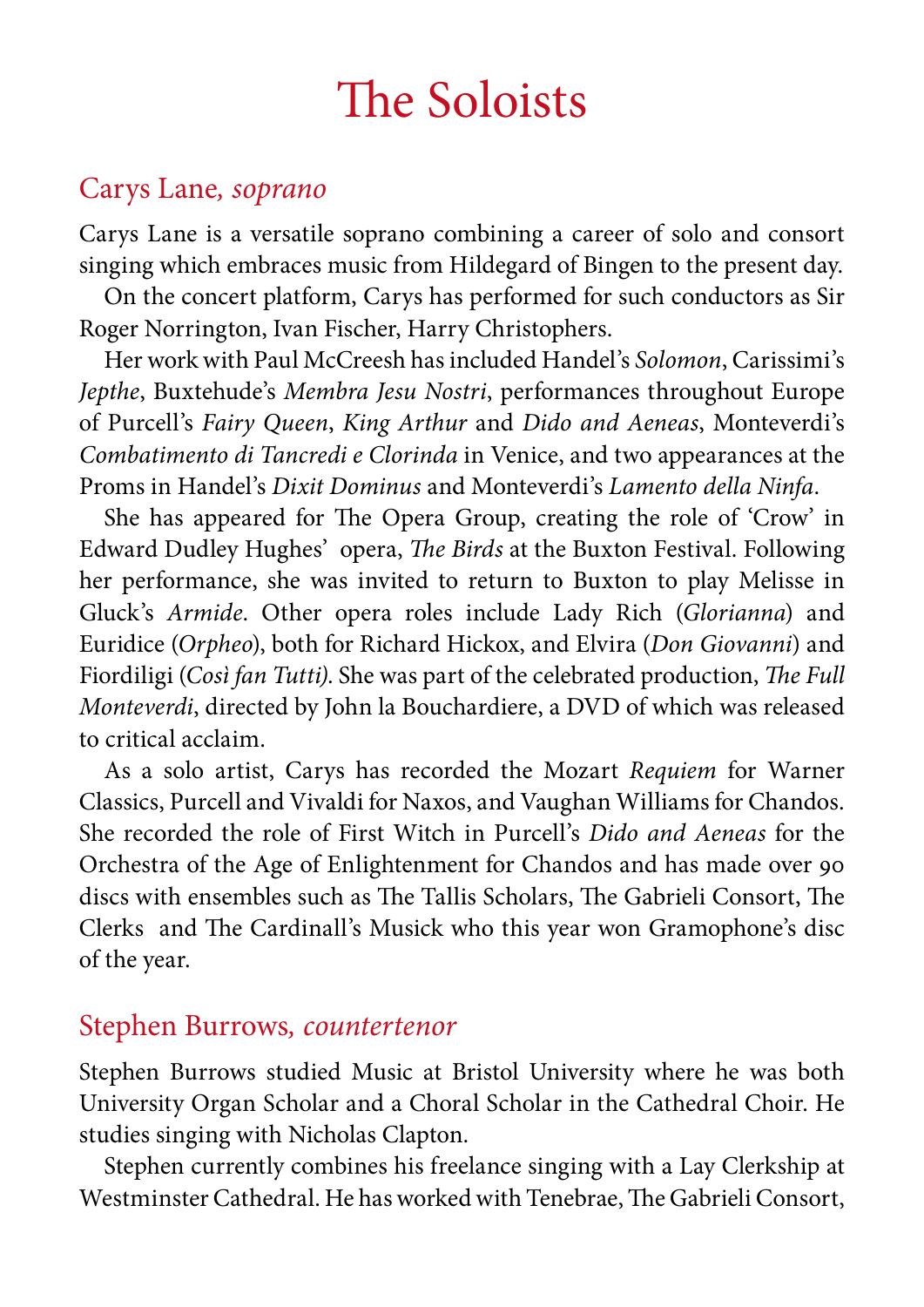# The Soloists

## Carys Lane, *soprano*

Carys Lane is a versatile soprano combining a career of solo and consort singing which embraces music from Hildegard of Bingen to the present day.

On the concert platform, Carys has performed for such conductors as Sir Roger Norrington, Ivan Fischer, Harry Christophers.

Her work with Paul McCreesh has included Handel's *Solomon*, Carissimi's *Jepthe*, Buxtehude's *Membra Jesu Nostri*, performances throughout Europe of Purcell's *Fairy Queen*, *King Arthur* and *Dido and Aeneas*, Monteverdi's *Combatimento di Tancredi e Clorinda* in Venice, and two appearances at the Proms in Handel's *Dixit Dominus* and Monteverdi's *Lamento della Ninfa*.

She has appeared for The Opera Group, creating the role of 'Crow' in Edward Dudley Hughes' opera, *The Birds* at the Buxton Festival. Following her performance, she was invited to return to Buxton to play Melisse in Gluck's *Armide*. Other opera roles include Lady Rich (*Glorianna*) and Euridice (*Orpheo*), both for Richard Hickox, and Elvira (*Don Giovanni*) and Fiordiligi (*Così fan Tutti)*. She was part of the celebrated production, *The Full Monteverdi*, directed by John la Bouchardiere, a DVD of which was released to critical acclaim.

As a solo artist, Carys has recorded the Mozart *Requiem* for Warner Classics, Purcell and Vivaldi for Naxos, and Vaughan Williams for Chandos. She recorded the role of First Witch in Purcell's *Dido and Aeneas* for the Orchestra of the Age of Enlightenment for Chandos and has made over 90 discs with ensembles such as The Tallis Scholars, The Gabrieli Consort, The Clerks and The Cardinall's Musick who this year won Gramophone's disc of the year.

## Stephen Burrows, *countertenor*

Stephen Burrows studied Music at Bristol University where he was both University Organ Scholar and a Choral Scholar in the Cathedral Choir. He studies singing with Nicholas Clapton.

Stephen currently combines his freelance singing with a Lay Clerkship at Westminster Cathedral. He has worked with Tenebrae, The Gabrieli Consort,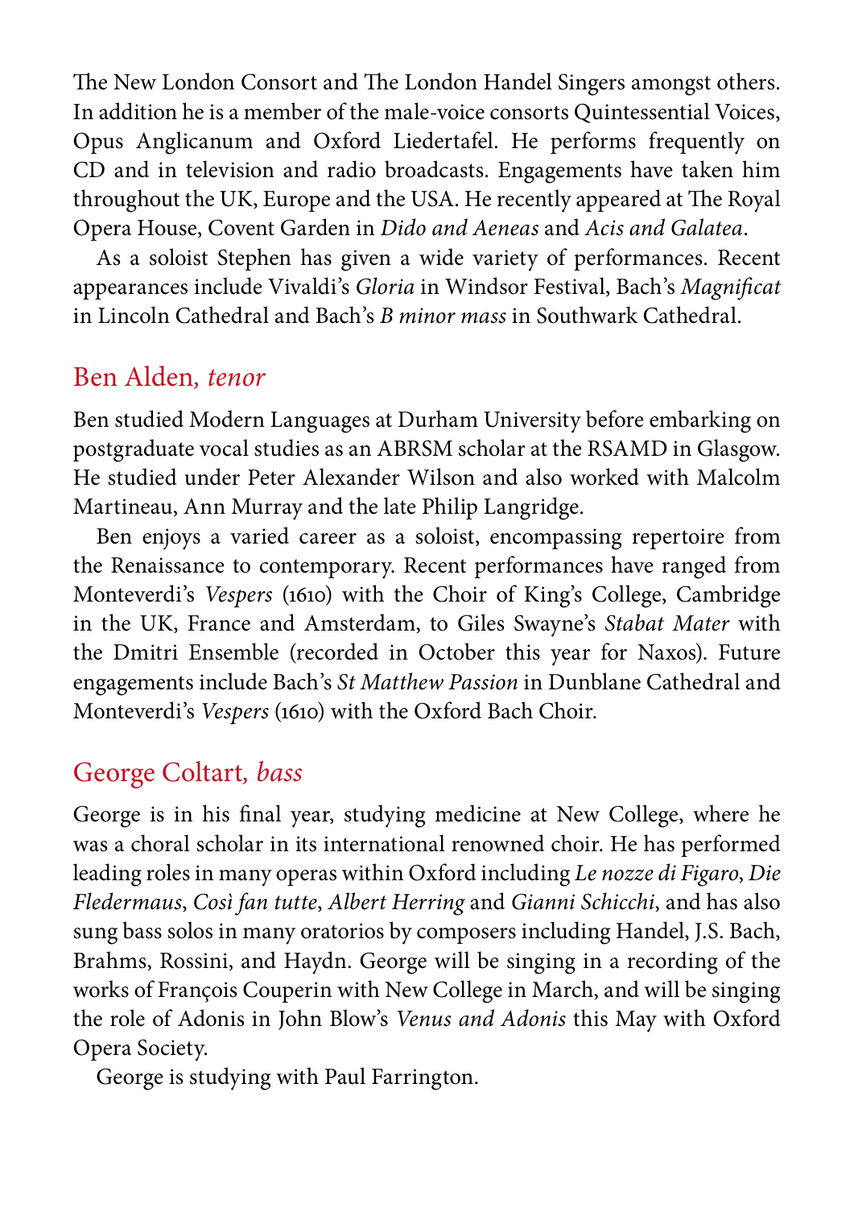The New London Consort and The London Handel Singers amongst others. In addition he is a member of the male-voice consorts Quintessential Voices, Opus Anglicanum and Oxford Liedertafel. He performs frequently on CD and in television and radio broadcasts. Engagements have taken him throughout the UK, Europe and the USA. He recently appeared at The Royal Opera House, Covent Garden in *Dido and Aeneas* and *Acis and Galatea*.

As a soloist Stephen has given a wide variety of performances. Recent appearances include Vivaldi's *Gloria* in Windsor Festival, Bach's *Magnificat* in Lincoln Cathedral and Bach's *B minor mass* in Southwark Cathedral.

## Ben Alden, *tenor*

Ben studied Modern Languages at Durham University before embarking on postgraduate vocal studies as an ABRSM scholar at the RSAMD in Glasgow. He studied under Peter Alexander Wilson and also worked with Malcolm Martineau, Ann Murray and the late Philip Langridge.

Ben enjoys a varied career as a soloist, encompassing repertoire from the Renaissance to contemporary. Recent performances have ranged from Monteverdi's *Vespers* (1610) with the Choir of King's College, Cambridge in the UK, France and Amsterdam, to Giles Swayne's *Stabat Mater* with the Dmitri Ensemble (recorded in October this year for Naxos). Future engagements include Bach's *St Matthew Passion* in Dunblane Cathedral and Monteverdi's *Vespers* (1610) with the Oxford Bach Choir.

## George Coltart, *bass*

George is in his final year, studying medicine at New College, where he was a choral scholar in its international renowned choir. He has performed leading roles in many operas within Oxford including *Le nozze di Figaro*, *Die Fledermaus*, *Così fan tutte*, *Albert Herring* and *Gianni Schicchi*, and has also sung bass solos in many oratorios by composers including Handel, J.S. Bach, Brahms, Rossini, and Haydn. George will be singing in a recording of the works of François Couperin with New College in March, and will be singing the role of Adonis in John Blow's *Venus and Adonis* this May with Oxford Opera Society.

George is studying with Paul Farrington.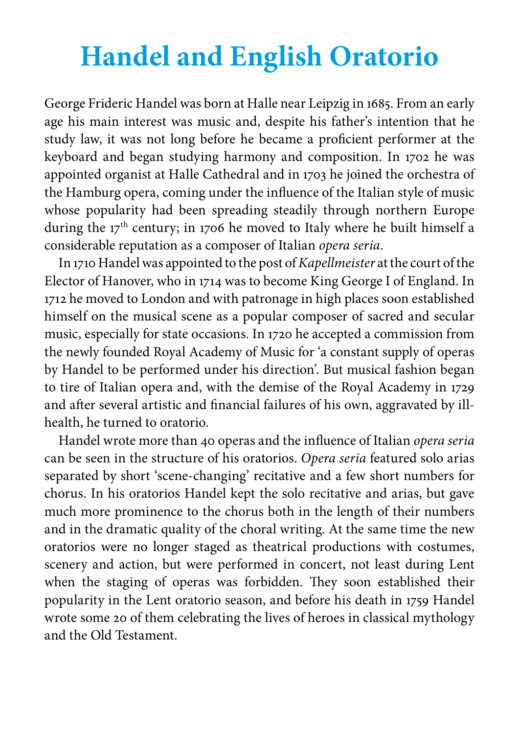# Handel and English Oratorio

George Frideric Handel was born at Halle near Leipzig in 1685. From an early age his main interest was music and, despite his father's intention that he study law, it was not long before he became a proficient performer at the keyboard and began studying harmony and composition. In 1702 he was appointed organist at Halle Cathedral and in 1703 he joined the orchestra of the Hamburg opera, coming under the influence of the Italian style of music whose popularity had been spreading steadily through northern Europe during the 17th century; in 1706 he moved to Italy where he built himself a considerable reputation as a composer of Italian *opera seria*.

In 1710 Handel was appointed to the post of *Kapellmeister* at the court of the Elector of Hanover, who in 1714 was to become King George I of England. In 1712 he moved to London and with patronage in high places soon established himself on the musical scene as a popular composer of sacred and secular music, especially for state occasions. In 1720 he accepted a commission from the newly founded Royal Academy of Music for 'a constant supply of operas by Handel to be performed under his direction'. But musical fashion began to tire of Italian opera and, with the demise of the Royal Academy in 1729 and after several artistic and financial failures of his own, aggravated by ill-health, he turned to oratorio.

Handel wrote more than 40 operas and the influence of Italian *opera seria* can be seen in the structure of his oratorios. *Opera seria* featured solo arias separated by short 'scene-changing' recitative and a few short numbers for chorus. In his oratorios Handel kept the solo recitative and arias, but gave much more prominence to the chorus both in the length of their numbers and in the dramatic quality of the choral writing. At the same time the new oratorios were no longer staged as theatrical productions with costumes, scenery and action, but were performed in concert, not least during Lent when the staging of operas was forbidden. They soon established their popularity in the Lent oratorio season, and before his death in 1759 Handel wrote some 20 of them celebrating the lives of heroes in classical mythology and the Old Testament.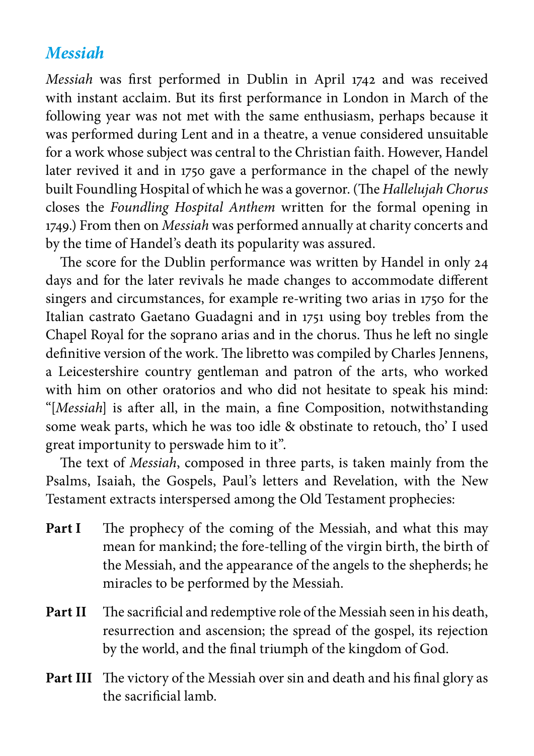## *Messiah*

*Messiah* was first performed in Dublin in April 1742 and was received with instant acclaim. But its first performance in London in March of the following year was not met with the same enthusiasm, perhaps because it was performed during Lent and in a theatre, a venue considered unsuitable for a work whose subject was central to the Christian faith. However, Handel later revived it and in 1750 gave a performance in the chapel of the newly built Foundling Hospital of which he was a governor. (The *Hallelujah Chorus* closes the *Foundling Hospital Anthem* written for the formal opening in 1749.) From then on *Messiah* was performed annually at charity concerts and by the time of Handel's death its popularity was assured.

The score for the Dublin performance was written by Handel in only 24 days and for the later revivals he made changes to accommodate different singers and circumstances, for example re-writing two arias in 1750 for the Italian castrato Gaetano Guadagni and in 1751 using boy trebles from the Chapel Royal for the soprano arias and in the chorus. Thus he left no single definitive version of the work. The libretto was compiled by Charles Jennens, a Leicestershire country gentleman and patron of the arts, who worked with him on other oratorios and who did not hesitate to speak his mind: "[*Messiah*] is after all, in the main, a fine Composition, notwithstanding some weak parts, which he was too idle & obstinate to retouch, tho' I used great importunity to perswade him to it".

The text of *Messiah*, composed in three parts, is taken mainly from the Psalms, Isaiah, the Gospels, Paul's letters and Revelation, with the New Testament extracts interspersed among the Old Testament prophecies:

**Part I** The prophecy of the coming of the Messiah, and what this may mean for mankind; the fore-telling of the virgin birth, the birth of the Messiah, and the appearance of the angels to the shepherds; he miracles to be performed by the Messiah.

**Part II** The sacrificial and redemptive role of the Messiah seen in his death, resurrection and ascension; the spread of the gospel, its rejection by the world, and the final triumph of the kingdom of God.

**Part III** The victory of the Messiah over sin and death and his final glory as the sacrificial lamb.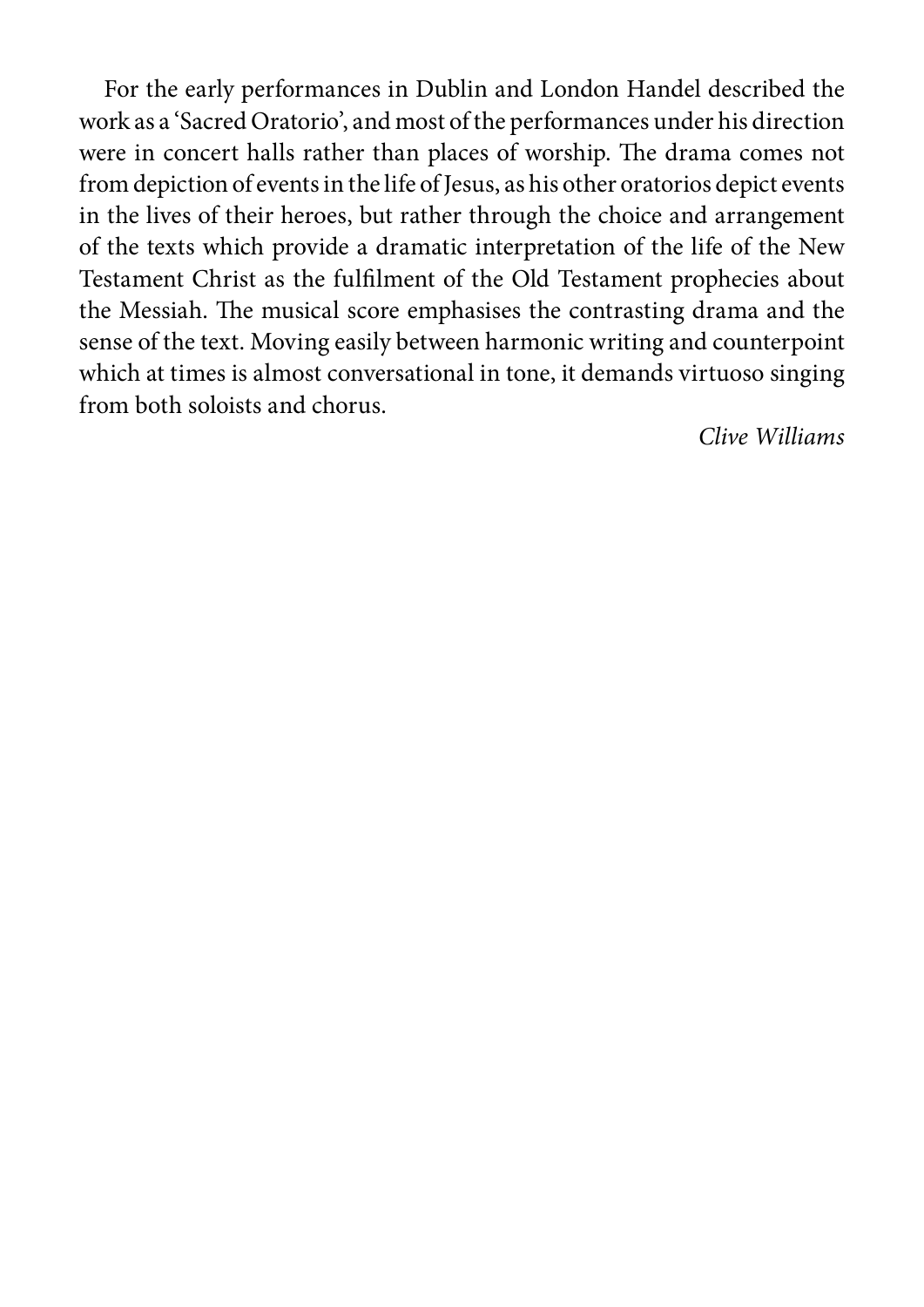For the early performances in Dublin and London Handel described the work as a 'Sacred Oratorio', and most of the performances under his direction were in concert halls rather than places of worship. The drama comes not from depiction of events in the life of Jesus, as his other oratorios depict events in the lives of their heroes, but rather through the choice and arrangement of the texts which provide a dramatic interpretation of the life of the New Testament Christ as the fulfilment of the Old Testament prophecies about the Messiah. The musical score emphasises the contrasting drama and the sense of the text. Moving easily between harmonic writing and counterpoint which at times is almost conversational in tone, it demands virtuoso singing from both soloists and chorus.

*Clive Williams*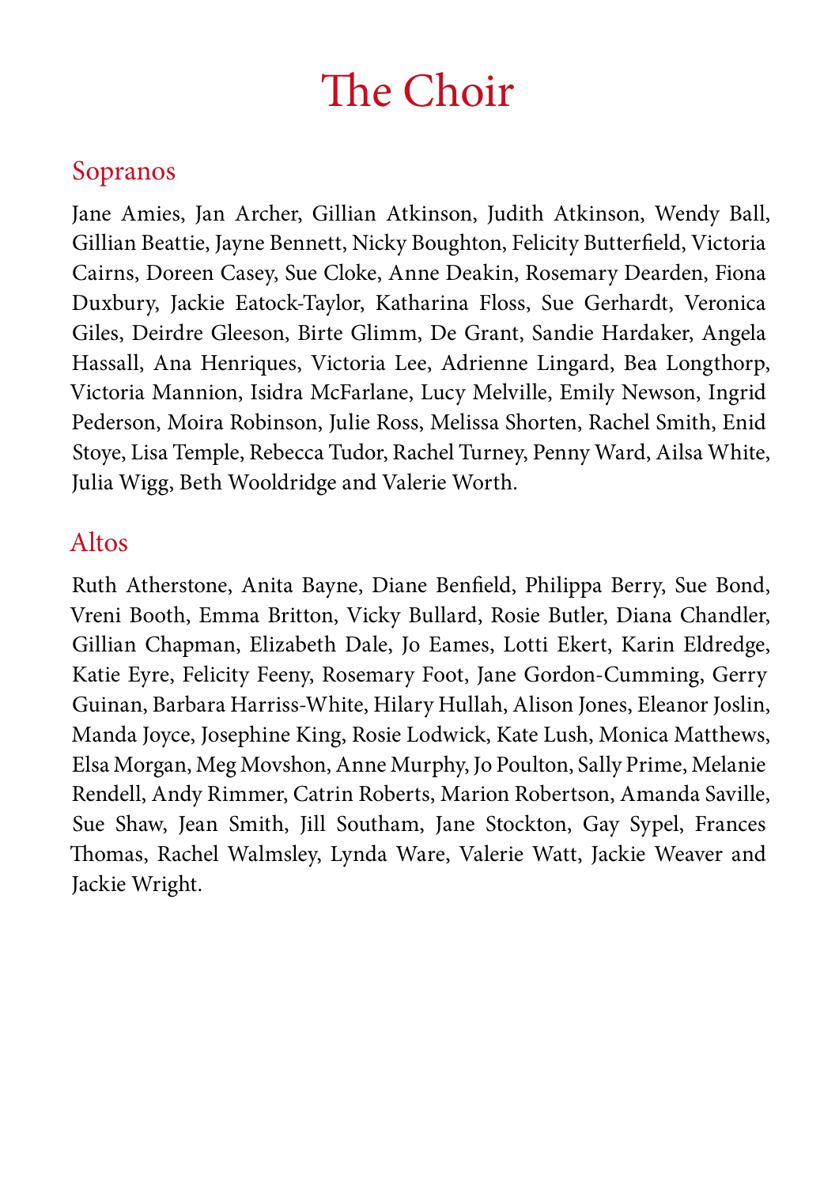# The Choir

## Sopranos

Jane Amies, Jan Archer, Gillian Atkinson, Judith Atkinson, Wendy Ball, Gillian Beattie, Jayne Bennett, Nicky Boughton, Felicity Butterfield, Victoria Cairns, Doreen Casey, Sue Cloke, Anne Deakin, Rosemary Dearden, Fiona Duxbury, Jackie Eatock-Taylor, Katharina Floss, Sue Gerhardt, Veronica Giles, Deirdre Gleeson, Birte Glimm, De Grant, Sandie Hardaker, Angela Hassall, Ana Henriques, Victoria Lee, Adrienne Lingard, Bea Longthorp, Victoria Mannion, Isidra McFarlane, Lucy Melville, Emily Newson, Ingrid Pederson, Moira Robinson, Julie Ross, Melissa Shorten, Rachel Smith, Enid Stoye, Lisa Temple, Rebecca Tudor, Rachel Turney, Penny Ward, Ailsa White, Julia Wigg, Beth Wooldridge and Valerie Worth.

## Altos

Ruth Atherstone, Anita Bayne, Diane Benfield, Philippa Berry, Sue Bond, Vreni Booth, Emma Britton, Vicky Bullard, Rosie Butler, Diana Chandler, Gillian Chapman, Elizabeth Dale, Jo Eames, Lotti Ekert, Karin Eldredge, Katie Eyre, Felicity Feeny, Rosemary Foot, Jane Gordon-Cumming, Gerry Guinan, Barbara Harriss-White, Hilary Hullah, Alison Jones, Eleanor Joslin, Manda Joyce, Josephine King, Rosie Lodwick, Kate Lush, Monica Matthews, Elsa Morgan, Meg Movshon, Anne Murphy, Jo Poulton, Sally Prime, Melanie Rendell, Andy Rimmer, Catrin Roberts, Marion Robertson, Amanda Saville, Sue Shaw, Jean Smith, Jill Southam, Jane Stockton, Gay Sypel, Frances Thomas, Rachel Walmsley, Lynda Ware, Valerie Watt, Jackie Weaver and Jackie Wright.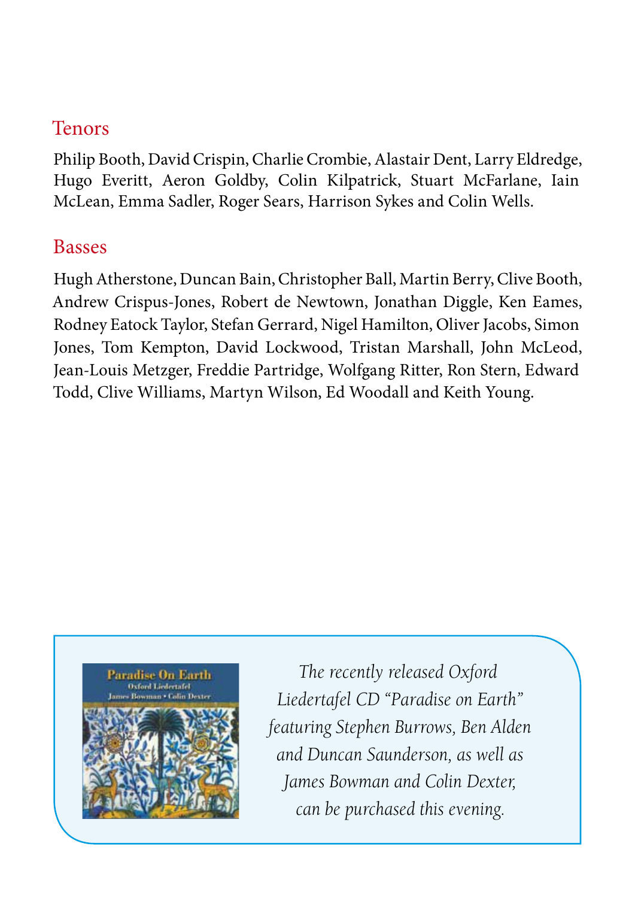## Tenors

Philip Booth, David Crispin, Charlie Crombie, Alastair Dent, Larry Eldredge, Hugo Everitt, Aeron Goldby, Colin Kilpatrick, Stuart McFarlane, Iain McLean, Emma Sadler, Roger Sears, Harrison Sykes and Colin Wells.

## Basses

Hugh Atherstone, Duncan Bain, Christopher Ball, Martin Berry, Clive Booth, Andrew Crispus-Jones, Robert de Newtown, Jonathan Diggle, Ken Eames, Rodney Eatock Taylor, Stefan Gerrard, Nigel Hamilton, Oliver Jacobs, Simon Jones, Tom Kempton, David Lockwood, Tristan Marshall, John McLeod, Jean-Louis Metzger, Freddie Partridge, Wolfgang Ritter, Ron Stern, Edward Todd, Clive Williams, Martyn Wilson, Ed Woodall and Keith Young.

Paradise On Earth
Oxford Liedertafel
James Bowman • Colin Dexter

*The recently released Oxford Liedertafel CD "Paradise on Earth" featuring Stephen Burrows, Ben Alden and Duncan Saunderson, as well as James Bowman and Colin Dexter, can be purchased this evening.*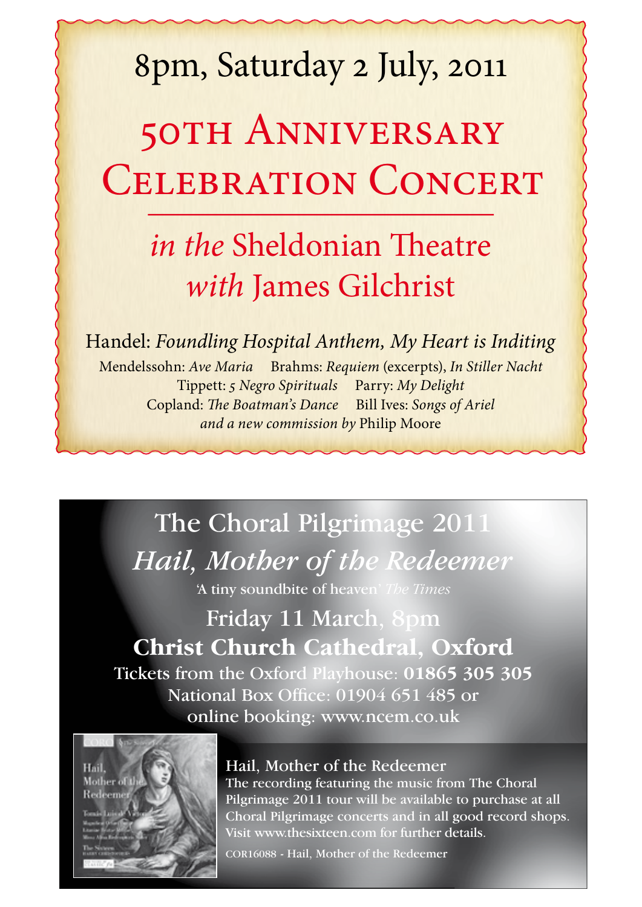8pm, Saturday 2 July, 2011

# 50th Anniversary Celebration Concert

## *in the* Sheldonian Theatre *with* James Gilchrist

Handel: *Foundling Hospital Anthem, My Heart is Inditing*

Mendelssohn: *Ave Maria* Brahms: *Requiem* (excerpts), *In Stiller Nacht*

Tippett: *5 Negro Spirituals* Parry: *My Delight*

Copland: *The Boatman's Dance* Bill Ives: *Songs of Ariel*

*and a new commission by* Philip Moore

# The Choral Pilgrimage 2011

## *Hail, Mother of the Redeemer*

'A tiny soundbite of heaven' *The Times*

Friday 11 March, 8pm

**Christ Church Cathedral, Oxford**

Tickets from the Oxford Playhouse: **01865 305 305**

National Box Office: 01904 651 485 or

online booking: www.ncem.co.uk

Hail, Mother of the Redeemer

The recording featuring the music from The Choral Pilgrimage 2011 tour will be available to purchase at all Choral Pilgrimage concerts and in all good record shops. Visit www.thesixteen.com for further details.

COR16088 - Hail, Mother of the Redeemer